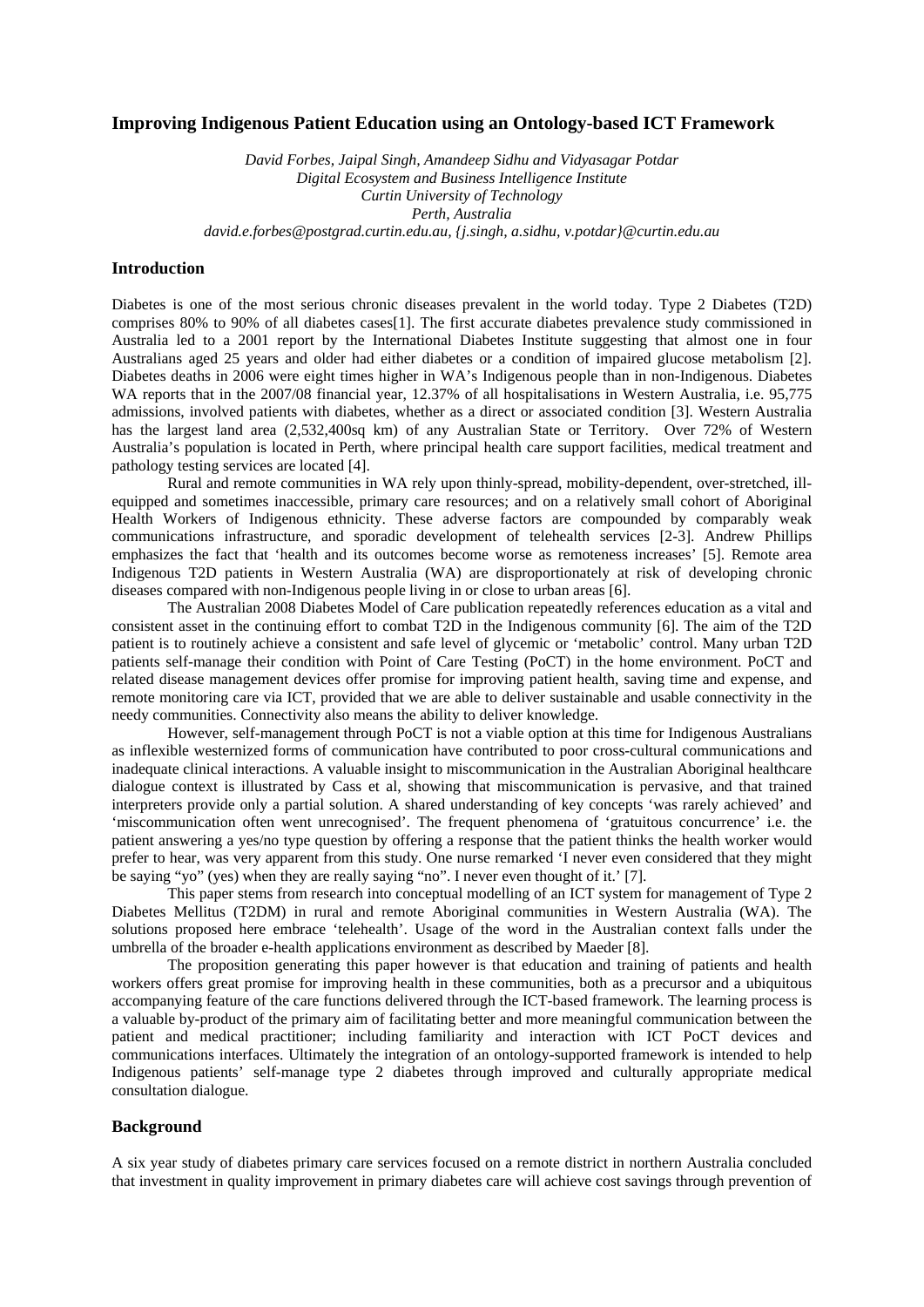# Improving Indigenous Patient Education using an Ontology-based ICT Framework

*David Forbes, Jaipal Singh, Amandeep Sidhu and Vidyasagar Potdar*
*Digital Ecosystem and Business Intelligence Institute*
*Curtin University of Technology*
*Perth, Australia*
*david.e.forbes@postgrad.curtin.edu.au, {j.singh, a.sidhu, v.potdar}@curtin.edu.au*

## Introduction

Diabetes is one of the most serious chronic diseases prevalent in the world today. Type 2 Diabetes (T2D) comprises 80% to 90% of all diabetes cases[1]. The first accurate diabetes prevalence study commissioned in Australia led to a 2001 report by the International Diabetes Institute suggesting that almost one in four Australians aged 25 years and older had either diabetes or a condition of impaired glucose metabolism [2]. Diabetes deaths in 2006 were eight times higher in WA's Indigenous people than in non-Indigenous. Diabetes WA reports that in the 2007/08 financial year, 12.37% of all hospitalisations in Western Australia, i.e. 95,775 admissions, involved patients with diabetes, whether as a direct or associated condition [3]. Western Australia has the largest land area (2,532,400sq km) of any Australian State or Territory. Over 72% of Western Australia's population is located in Perth, where principal health care support facilities, medical treatment and pathology testing services are located [4].

Rural and remote communities in WA rely upon thinly-spread, mobility-dependent, over-stretched, ill-equipped and sometimes inaccessible, primary care resources; and on a relatively small cohort of Aboriginal Health Workers of Indigenous ethnicity. These adverse factors are compounded by comparably weak communications infrastructure, and sporadic development of telehealth services [2-3]. Andrew Phillips emphasizes the fact that 'health and its outcomes become worse as remoteness increases' [5]. Remote area Indigenous T2D patients in Western Australia (WA) are disproportionately at risk of developing chronic diseases compared with non-Indigenous people living in or close to urban areas [6].

The Australian 2008 Diabetes Model of Care publication repeatedly references education as a vital and consistent asset in the continuing effort to combat T2D in the Indigenous community [6]. The aim of the T2D patient is to routinely achieve a consistent and safe level of glycemic or 'metabolic' control. Many urban T2D patients self-manage their condition with Point of Care Testing (PoCT) in the home environment. PoCT and related disease management devices offer promise for improving patient health, saving time and expense, and remote monitoring care via ICT, provided that we are able to deliver sustainable and usable connectivity in the needy communities. Connectivity also means the ability to deliver knowledge.

However, self-management through PoCT is not a viable option at this time for Indigenous Australians as inflexible westernized forms of communication have contributed to poor cross-cultural communications and inadequate clinical interactions. A valuable insight to miscommunication in the Australian Aboriginal healthcare dialogue context is illustrated by Cass et al, showing that miscommunication is pervasive, and that trained interpreters provide only a partial solution. A shared understanding of key concepts 'was rarely achieved' and 'miscommunication often went unrecognised'. The frequent phenomena of 'gratuitous concurrence' i.e. the patient answering a yes/no type question by offering a response that the patient thinks the health worker would prefer to hear, was very apparent from this study. One nurse remarked 'I never even considered that they might be saying "yo" (yes) when they are really saying "no". I never even thought of it.' [7].

This paper stems from research into conceptual modelling of an ICT system for management of Type 2 Diabetes Mellitus (T2DM) in rural and remote Aboriginal communities in Western Australia (WA). The solutions proposed here embrace 'telehealth'. Usage of the word in the Australian context falls under the umbrella of the broader e-health applications environment as described by Maeder [8].

The proposition generating this paper however is that education and training of patients and health workers offers great promise for improving health in these communities, both as a precursor and a ubiquitous accompanying feature of the care functions delivered through the ICT-based framework. The learning process is a valuable by-product of the primary aim of facilitating better and more meaningful communication between the patient and medical practitioner; including familiarity and interaction with ICT PoCT devices and communications interfaces. Ultimately the integration of an ontology-supported framework is intended to help Indigenous patients' self-manage type 2 diabetes through improved and culturally appropriate medical consultation dialogue.

## Background

A six year study of diabetes primary care services focused on a remote district in northern Australia concluded that investment in quality improvement in primary diabetes care will achieve cost savings through prevention of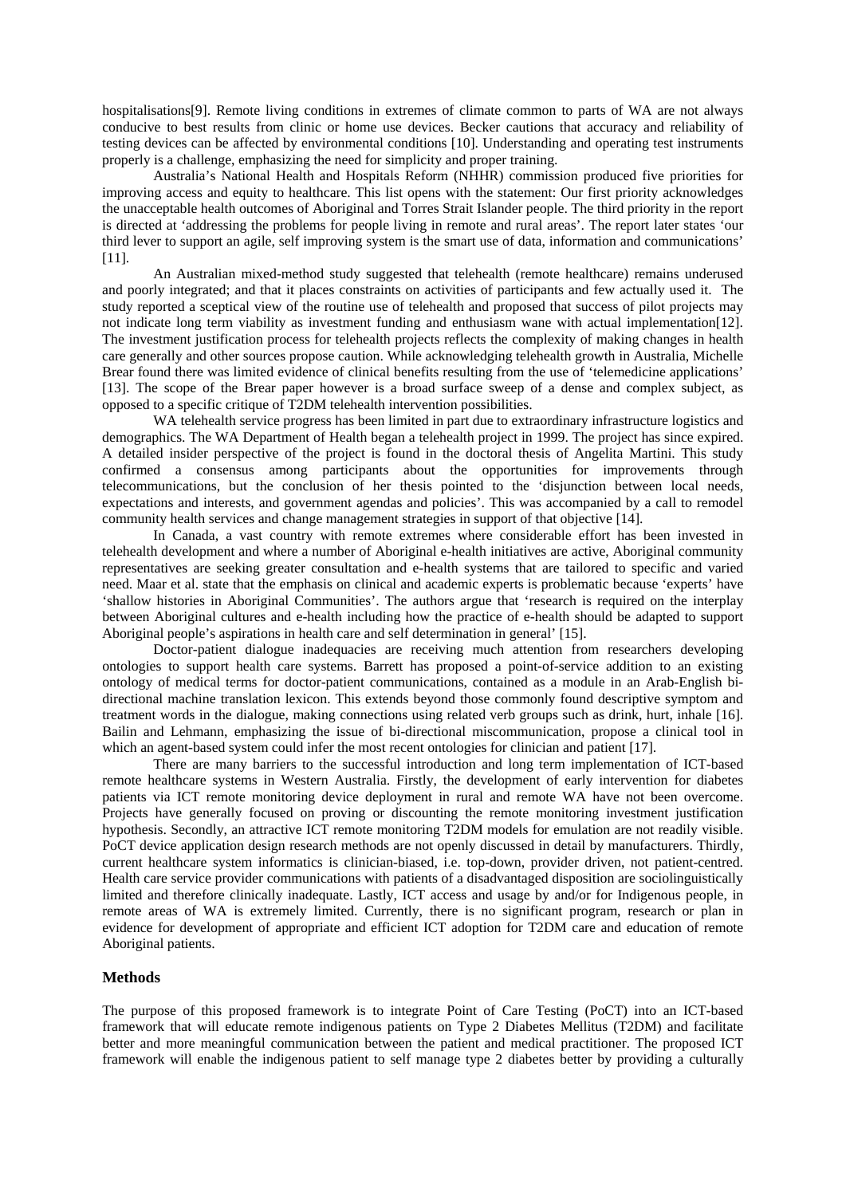hospitalisations[9]. Remote living conditions in extremes of climate common to parts of WA are not always conducive to best results from clinic or home use devices. Becker cautions that accuracy and reliability of testing devices can be affected by environmental conditions [10]. Understanding and operating test instruments properly is a challenge, emphasizing the need for simplicity and proper training.

Australia's National Health and Hospitals Reform (NHHR) commission produced five priorities for improving access and equity to healthcare. This list opens with the statement: Our first priority acknowledges the unacceptable health outcomes of Aboriginal and Torres Strait Islander people. The third priority in the report is directed at 'addressing the problems for people living in remote and rural areas'. The report later states 'our third lever to support an agile, self improving system is the smart use of data, information and communications' [11].

An Australian mixed-method study suggested that telehealth (remote healthcare) remains underused and poorly integrated; and that it places constraints on activities of participants and few actually used it. The study reported a sceptical view of the routine use of telehealth and proposed that success of pilot projects may not indicate long term viability as investment funding and enthusiasm wane with actual implementation[12]. The investment justification process for telehealth projects reflects the complexity of making changes in health care generally and other sources propose caution. While acknowledging telehealth growth in Australia, Michelle Brear found there was limited evidence of clinical benefits resulting from the use of 'telemedicine applications' [13]. The scope of the Brear paper however is a broad surface sweep of a dense and complex subject, as opposed to a specific critique of T2DM telehealth intervention possibilities.

WA telehealth service progress has been limited in part due to extraordinary infrastructure logistics and demographics. The WA Department of Health began a telehealth project in 1999. The project has since expired. A detailed insider perspective of the project is found in the doctoral thesis of Angelita Martini. This study confirmed a consensus among participants about the opportunities for improvements through telecommunications, but the conclusion of her thesis pointed to the 'disjunction between local needs, expectations and interests, and government agendas and policies'. This was accompanied by a call to remodel community health services and change management strategies in support of that objective [14].

In Canada, a vast country with remote extremes where considerable effort has been invested in telehealth development and where a number of Aboriginal e-health initiatives are active, Aboriginal community representatives are seeking greater consultation and e-health systems that are tailored to specific and varied need. Maar et al. state that the emphasis on clinical and academic experts is problematic because 'experts' have 'shallow histories in Aboriginal Communities'. The authors argue that 'research is required on the interplay between Aboriginal cultures and e-health including how the practice of e-health should be adapted to support Aboriginal people's aspirations in health care and self determination in general' [15].

Doctor-patient dialogue inadequacies are receiving much attention from researchers developing ontologies to support health care systems. Barrett has proposed a point-of-service addition to an existing ontology of medical terms for doctor-patient communications, contained as a module in an Arab-English bi-directional machine translation lexicon. This extends beyond those commonly found descriptive symptom and treatment words in the dialogue, making connections using related verb groups such as drink, hurt, inhale [16]. Bailin and Lehmann, emphasizing the issue of bi-directional miscommunication, propose a clinical tool in which an agent-based system could infer the most recent ontologies for clinician and patient [17].

There are many barriers to the successful introduction and long term implementation of ICT-based remote healthcare systems in Western Australia. Firstly, the development of early intervention for diabetes patients via ICT remote monitoring device deployment in rural and remote WA have not been overcome. Projects have generally focused on proving or discounting the remote monitoring investment justification hypothesis. Secondly, an attractive ICT remote monitoring T2DM models for emulation are not readily visible. PoCT device application design research methods are not openly discussed in detail by manufacturers. Thirdly, current healthcare system informatics is clinician-biased, i.e. top-down, provider driven, not patient-centred. Health care service provider communications with patients of a disadvantaged disposition are sociolinguistically limited and therefore clinically inadequate. Lastly, ICT access and usage by and/or for Indigenous people, in remote areas of WA is extremely limited. Currently, there is no significant program, research or plan in evidence for development of appropriate and efficient ICT adoption for T2DM care and education of remote Aboriginal patients.

## Methods

The purpose of this proposed framework is to integrate Point of Care Testing (PoCT) into an ICT-based framework that will educate remote indigenous patients on Type 2 Diabetes Mellitus (T2DM) and facilitate better and more meaningful communication between the patient and medical practitioner. The proposed ICT framework will enable the indigenous patient to self manage type 2 diabetes better by providing a culturally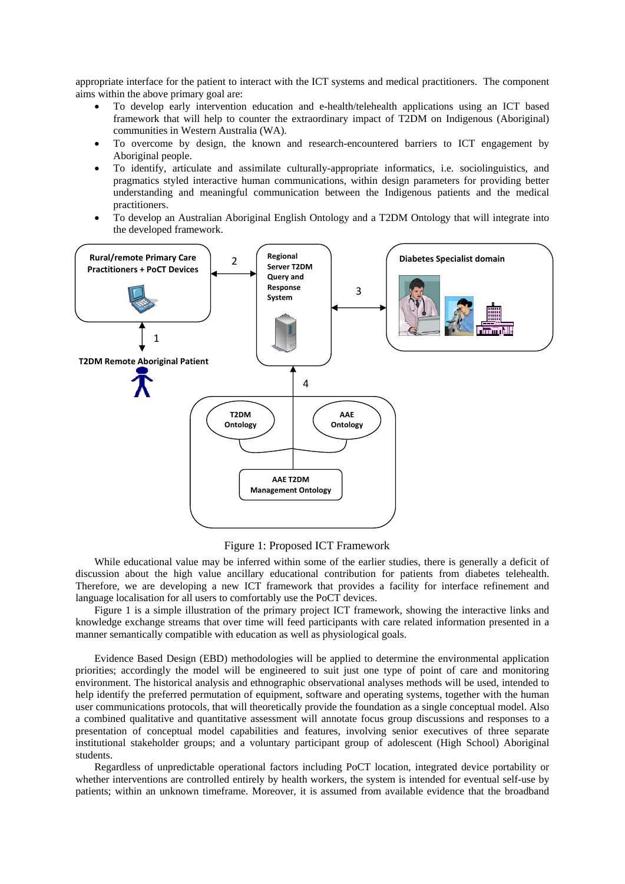appropriate interface for the patient to interact with the ICT systems and medical practitioners. The component aims within the above primary goal are:

- To develop early intervention education and e-health/telehealth applications using an ICT based framework that will help to counter the extraordinary impact of T2DM on Indigenous (Aboriginal) communities in Western Australia (WA).
- To overcome by design, the known and research-encountered barriers to ICT engagement by Aboriginal people.
- To identify, articulate and assimilate culturally-appropriate informatics, i.e. sociolinguistics, and pragmatics styled interactive human communications, within design parameters for providing better understanding and meaningful communication between the Indigenous patients and the medical practitioners.
- To develop an Australian Aboriginal English Ontology and a T2DM Ontology that will integrate into the developed framework.

Figure 1: Proposed ICT Framework

While educational value may be inferred within some of the earlier studies, there is generally a deficit of discussion about the high value ancillary educational contribution for patients from diabetes telehealth. Therefore, we are developing a new ICT framework that provides a facility for interface refinement and language localisation for all users to comfortably use the PoCT devices.

Figure 1 is a simple illustration of the primary project ICT framework, showing the interactive links and knowledge exchange streams that over time will feed participants with care related information presented in a manner semantically compatible with education as well as physiological goals.

Evidence Based Design (EBD) methodologies will be applied to determine the environmental application priorities; accordingly the model will be engineered to suit just one type of point of care and monitoring environment. The historical analysis and ethnographic observational analyses methods will be used, intended to help identify the preferred permutation of equipment, software and operating systems, together with the human user communications protocols, that will theoretically provide the foundation as a single conceptual model. Also a combined qualitative and quantitative assessment will annotate focus group discussions and responses to a presentation of conceptual model capabilities and features, involving senior executives of three separate institutional stakeholder groups; and a voluntary participant group of adolescent (High School) Aboriginal students.

Regardless of unpredictable operational factors including PoCT location, integrated device portability or whether interventions are controlled entirely by health workers, the system is intended for eventual self-use by patients; within an unknown timeframe. Moreover, it is assumed from available evidence that the broadband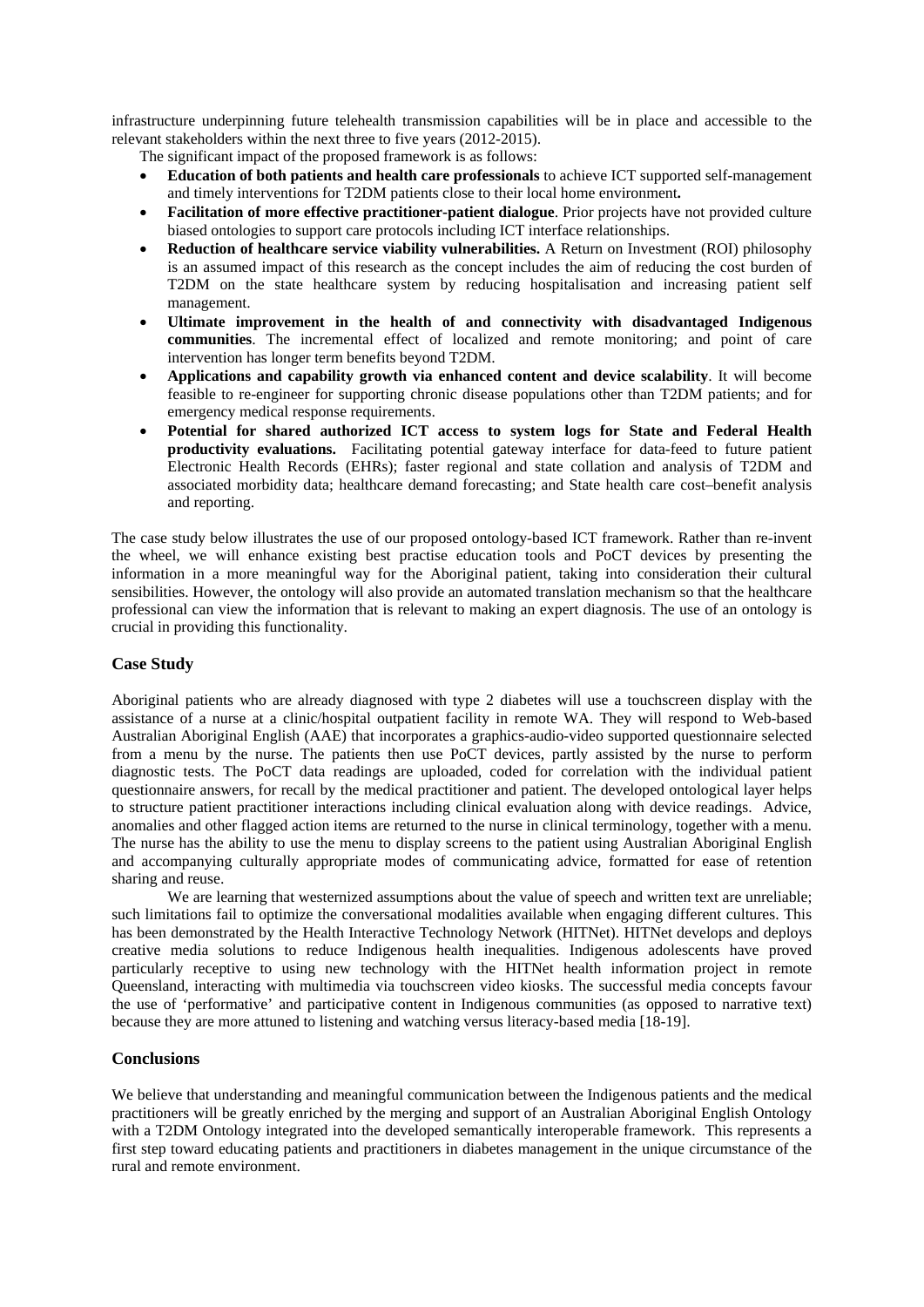infrastructure underpinning future telehealth transmission capabilities will be in place and accessible to the relevant stakeholders within the next three to five years (2012-2015).

The significant impact of the proposed framework is as follows:

- **Education of both patients and health care professionals** to achieve ICT supported self-management and timely interventions for T2DM patients close to their local home environment**.**
- **Facilitation of more effective practitioner-patient dialogue**. Prior projects have not provided culture biased ontologies to support care protocols including ICT interface relationships.
- **Reduction of healthcare service viability vulnerabilities.** A Return on Investment (ROI) philosophy is an assumed impact of this research as the concept includes the aim of reducing the cost burden of T2DM on the state healthcare system by reducing hospitalisation and increasing patient self management.
- **Ultimate improvement in the health of and connectivity with disadvantaged Indigenous communities**. The incremental effect of localized and remote monitoring; and point of care intervention has longer term benefits beyond T2DM.
- **Applications and capability growth via enhanced content and device scalability**. It will become feasible to re-engineer for supporting chronic disease populations other than T2DM patients; and for emergency medical response requirements.
- **Potential for shared authorized ICT access to system logs for State and Federal Health productivity evaluations.** Facilitating potential gateway interface for data-feed to future patient Electronic Health Records (EHRs); faster regional and state collation and analysis of T2DM and associated morbidity data; healthcare demand forecasting; and State health care cost–benefit analysis and reporting.

The case study below illustrates the use of our proposed ontology-based ICT framework. Rather than re-invent the wheel, we will enhance existing best practise education tools and PoCT devices by presenting the information in a more meaningful way for the Aboriginal patient, taking into consideration their cultural sensibilities. However, the ontology will also provide an automated translation mechanism so that the healthcare professional can view the information that is relevant to making an expert diagnosis. The use of an ontology is crucial in providing this functionality.

## Case Study

Aboriginal patients who are already diagnosed with type 2 diabetes will use a touchscreen display with the assistance of a nurse at a clinic/hospital outpatient facility in remote WA. They will respond to Web-based Australian Aboriginal English (AAE) that incorporates a graphics-audio-video supported questionnaire selected from a menu by the nurse. The patients then use PoCT devices, partly assisted by the nurse to perform diagnostic tests. The PoCT data readings are uploaded, coded for correlation with the individual patient questionnaire answers, for recall by the medical practitioner and patient. The developed ontological layer helps to structure patient practitioner interactions including clinical evaluation along with device readings. Advice, anomalies and other flagged action items are returned to the nurse in clinical terminology, together with a menu. The nurse has the ability to use the menu to display screens to the patient using Australian Aboriginal English and accompanying culturally appropriate modes of communicating advice, formatted for ease of retention sharing and reuse.

We are learning that westernized assumptions about the value of speech and written text are unreliable; such limitations fail to optimize the conversational modalities available when engaging different cultures. This has been demonstrated by the Health Interactive Technology Network (HITNet). HITNet develops and deploys creative media solutions to reduce Indigenous health inequalities. Indigenous adolescents have proved particularly receptive to using new technology with the HITNet health information project in remote Queensland, interacting with multimedia via touchscreen video kiosks. The successful media concepts favour the use of 'performative' and participative content in Indigenous communities (as opposed to narrative text) because they are more attuned to listening and watching versus literacy-based media [18-19].

## Conclusions

We believe that understanding and meaningful communication between the Indigenous patients and the medical practitioners will be greatly enriched by the merging and support of an Australian Aboriginal English Ontology with a T2DM Ontology integrated into the developed semantically interoperable framework. This represents a first step toward educating patients and practitioners in diabetes management in the unique circumstance of the rural and remote environment.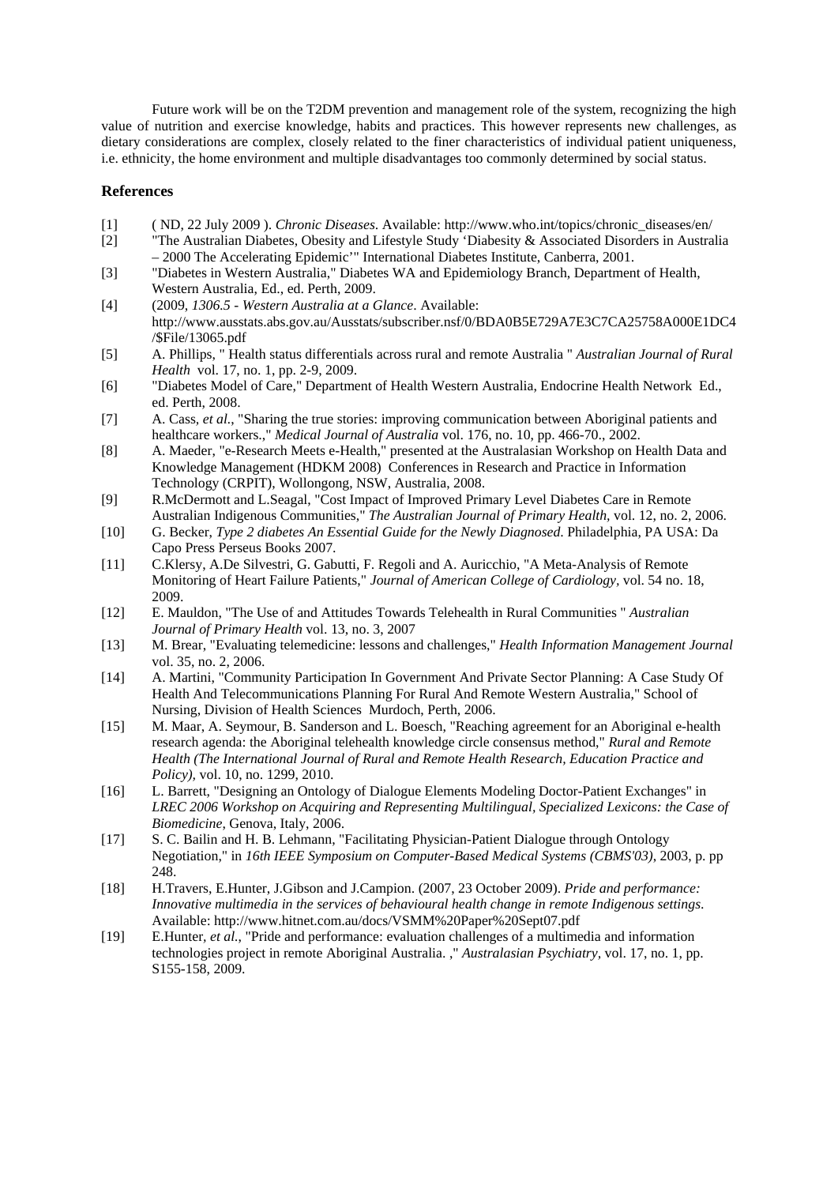Future work will be on the T2DM prevention and management role of the system, recognizing the high value of nutrition and exercise knowledge, habits and practices. This however represents new challenges, as dietary considerations are complex, closely related to the finer characteristics of individual patient uniqueness, i.e. ethnicity, the home environment and multiple disadvantages too commonly determined by social status.

## References

[1] ( ND, 22 July 2009 ). *Chronic Diseases*. Available: http://www.who.int/topics/chronic_diseases/en/

[2] "The Australian Diabetes, Obesity and Lifestyle Study 'Diabesity & Associated Disorders in Australia – 2000 The Accelerating Epidemic'" International Diabetes Institute, Canberra, 2001.

[3] "Diabetes in Western Australia," Diabetes WA and Epidemiology Branch, Department of Health, Western Australia, Ed., ed. Perth, 2009.

[4] (2009, *1306.5 - Western Australia at a Glance*. Available: http://www.ausstats.abs.gov.au/Ausstats/subscriber.nsf/0/BDA0B5E729A7E3C7CA25758A000E1DC4/$File/13065.pdf

[5] A. Phillips, " Health status differentials across rural and remote Australia " *Australian Journal of Rural Health* vol. 17, no. 1, pp. 2-9, 2009.

[6] "Diabetes Model of Care," Department of Health Western Australia, Endocrine Health Network Ed., ed. Perth, 2008.

[7] A. Cass, *et al.*, "Sharing the true stories: improving communication between Aboriginal patients and healthcare workers.," *Medical Journal of Australia* vol. 176, no. 10, pp. 466-70., 2002.

[8] A. Maeder, "e-Research Meets e-Health," presented at the Australasian Workshop on Health Data and Knowledge Management (HDKM 2008) Conferences in Research and Practice in Information Technology (CRPIT), Wollongong, NSW, Australia, 2008.

[9] R.McDermott and L.Seagal, "Cost Impact of Improved Primary Level Diabetes Care in Remote Australian Indigenous Communities," *The Australian Journal of Primary Health,* vol. 12, no. 2, 2006.

[10] G. Becker, *Type 2 diabetes An Essential Guide for the Newly Diagnosed*. Philadelphia, PA USA: Da Capo Press Perseus Books 2007.

[11] C.Klersy, A.De Silvestri, G. Gabutti, F. Regoli and A. Auricchio, "A Meta-Analysis of Remote Monitoring of Heart Failure Patients," *Journal of American College of Cardiology*, vol. 54 no. 18, 2009.

[12] E. Mauldon, "The Use of and Attitudes Towards Telehealth in Rural Communities " *Australian Journal of Primary Health* vol. 13, no. 3, 2007

[13] M. Brear, "Evaluating telemedicine: lessons and challenges," *Health Information Management Journal* vol. 35, no. 2, 2006.

[14] A. Martini, "Community Participation In Government And Private Sector Planning: A Case Study Of Health And Telecommunications Planning For Rural And Remote Western Australia," School of Nursing, Division of Health Sciences Murdoch, Perth, 2006.

[15] M. Maar, A. Seymour, B. Sanderson and L. Boesch, "Reaching agreement for an Aboriginal e-health research agenda: the Aboriginal telehealth knowledge circle consensus method," *Rural and Remote Health (The International Journal of Rural and Remote Health Research, Education Practice and Policy),* vol. 10, no. 1299, 2010.

[16] L. Barrett, "Designing an Ontology of Dialogue Elements Modeling Doctor-Patient Exchanges" in *LREC 2006 Workshop on Acquiring and Representing Multilingual, Specialized Lexicons: the Case of Biomedicine*, Genova, Italy, 2006.

[17] S. C. Bailin and H. B. Lehmann, "Facilitating Physician-Patient Dialogue through Ontology Negotiation," in *16th IEEE Symposium on Computer-Based Medical Systems (CBMS'03)*, 2003, p. pp 248.

[18] H.Travers, E.Hunter, J.Gibson and J.Campion. (2007, 23 October 2009). *Pride and performance: Innovative multimedia in the services of behavioural health change in remote Indigenous settings*. Available: http://www.hitnet.com.au/docs/VSMM%20Paper%20Sept07.pdf

[19] E.Hunter, *et al.*, "Pride and performance: evaluation challenges of a multimedia and information technologies project in remote Aboriginal Australia. ," *Australasian Psychiatry,* vol. 17, no. 1, pp. S155-158, 2009.